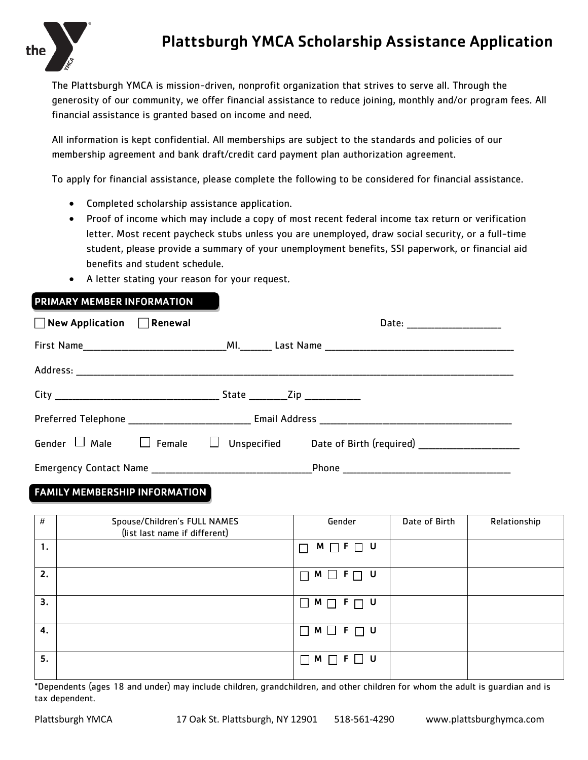# Plattsburgh YMCA Scholarship Assistance Application

The Plattsburgh YMCA is mission-driven, nonprofit organization that strives to serve all. Through the generosity of our community, we offer financial assistance to reduce joining, monthly and/or program fees. All financial assistance is granted based on income and need.

All information is kept confidential. All memberships are subject to the standards and policies of our membership agreement and bank draft/credit card payment plan authorization agreement.

To apply for financial assistance, please complete the following to be considered for financial assistance.

- Completed scholarship assistance application.
- Proof of income which may include a copy of most recent federal income tax return or verification letter. Most recent paycheck stubs unless you are unemployed, draw social security, or a full-time student, please provide a summary of your unemployment benefits, SSI paperwork, or financial aid benefits and student schedule.
- A letter stating your reason for your request.

## PRIMARY MEMBER INFORMATION

☐ **New Application** ☐ **Renewal** Date: ___________________

First Name____________________________MI.______ Last Name _____________________________________

Address: ________________________________________________________________________________________

City _________________________________ State _______Zip ___________

Preferred Telephone ________________________ Email Address _____________________________________

Gender ☐ Male ☐ Female ☐ Unspecified Date of Birth (required) ____________________

Emergency Contact Name _______________________________Phone _________________________________

## FAMILY MEMBERSHIP INFORMATION

| # | Spouse/Children's FULL NAMES (list last name if different) | Gender | Date of Birth | Relationship |
|---|---|---|---|---|
| 1. | | ☐ M ☐ F ☐ U | | |
| 2. | | ☐ M ☐ F ☐ U | | |
| 3. | | ☐ M ☐ F ☐ U | | |
| 4. | | ☐ M ☐ F ☐ U | | |
| 5. | | ☐ M ☐ F ☐ U | | |

*Dependents (ages 18 and under) may include children, grandchildren, and other children for whom the adult is guardian and is tax dependent.

Plattsburgh YMCA 17 Oak St. Plattsburgh, NY 12901 518-561-4290 www.plattsburghymca.com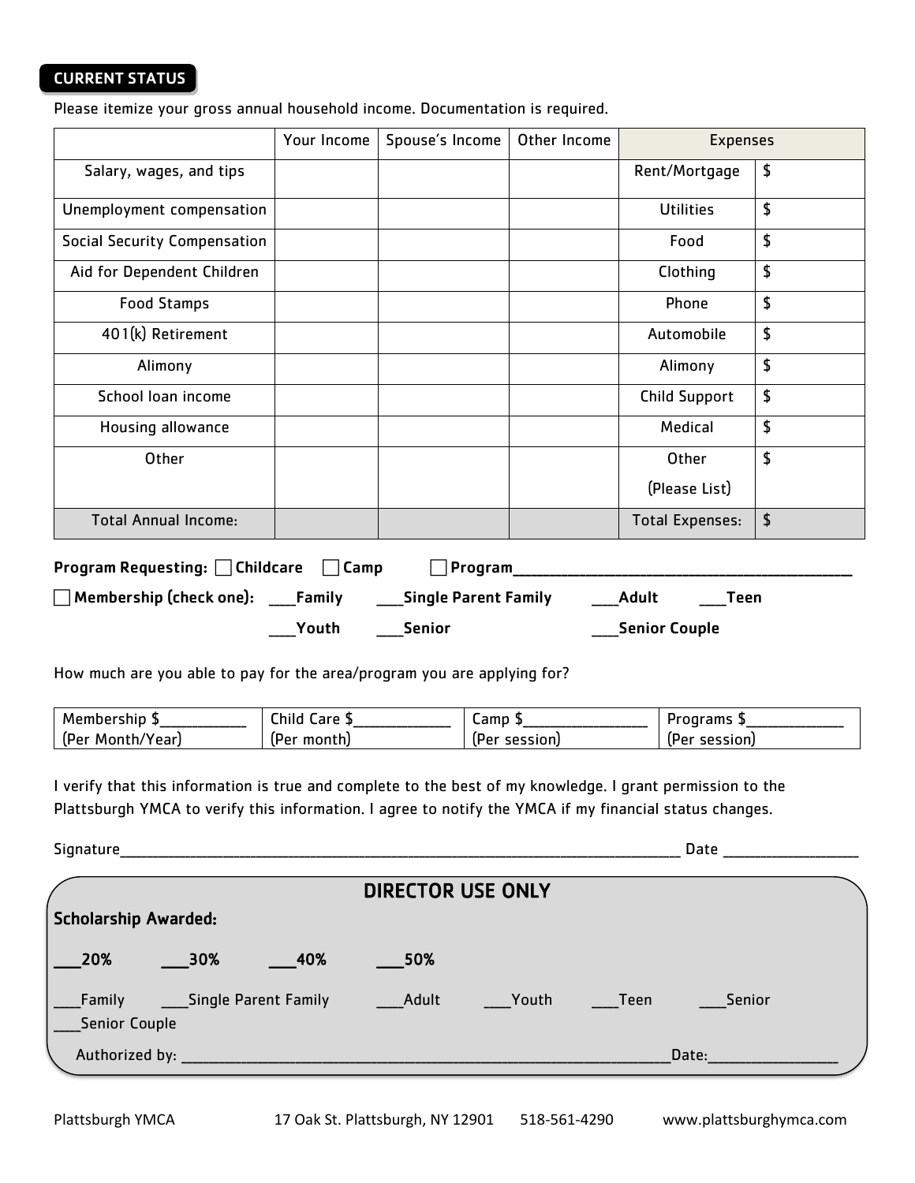## CURRENT STATUS

Please itemize your gross annual household income. Documentation is required.

| | Your Income | Spouse's Income | Other Income | Expenses | |
|---|---|---|---|---|---|
| Salary, wages, and tips | | | | Rent/Mortgage | $ |
| Unemployment compensation | | | | Utilities | $ |
| Social Security Compensation | | | | Food | $ |
| Aid for Dependent Children | | | | Clothing | $ |
| Food Stamps | | | | Phone | $ |
| 401(k) Retirement | | | | Automobile | $ |
| Alimony | | | | Alimony | $ |
| School loan income | | | | Child Support | $ |
| Housing allowance | | | | Medical | $ |
| Other | | | | Other (Please List) | $ |
| Total Annual Income: | | | | Total Expenses: | $ |

**Program Requesting:** ☐ **Childcare** ☐ **Camp** ☐ **Program**\_\_\_\_\_\_\_\_\_\_\_\_\_\_\_\_\_\_\_\_\_\_\_\_\_\_\_\_\_\_\_\_\_\_\_\_\_\_\_\_

☐ **Membership (check one):** \_\_\_\_**Family** \_\_\_\_**Single Parent Family** \_\_\_\_**Adult** \_\_\_\_**Teen**

\_\_\_\_**Youth** \_\_\_\_**Senior** \_\_\_\_**Senior Couple**

How much are you able to pay for the area/program you are applying for?

| | | | |
|---|---|---|---|
| Membership $\_\_\_\_\_\_\_\_\_\_ (Per Month/Year) | Child Care $\_\_\_\_\_\_\_\_\_\_\_ (Per month) | Camp $\_\_\_\_\_\_\_\_\_\_\_\_\_\_ (Per session) | Programs $\_\_\_\_\_\_\_\_\_\_\_ (Per session) |

I verify that this information is true and complete to the best of my knowledge. I grant permission to the Plattsburgh YMCA to verify this information. I agree to notify the YMCA if my financial status changes.

Signature\_\_\_\_\_\_\_\_\_\_\_\_\_\_\_\_\_\_\_\_\_\_\_\_\_\_\_\_\_\_\_\_\_\_\_\_\_\_\_\_\_\_\_\_\_\_\_\_\_\_\_\_\_\_\_\_\_\_\_\_\_\_\_\_ Date \_\_\_\_\_\_\_\_\_\_\_\_\_\_\_\_

### DIRECTOR USE ONLY

**Scholarship Awarded:**

\_\_\_**20%** \_\_\_**30%** \_\_\_**40%** \_\_\_**50%**

\_\_\_Family \_\_\_Single Parent Family \_\_\_Adult \_\_\_Youth \_\_\_Teen \_\_\_Senior

\_\_\_Senior Couple

Authorized by: \_\_\_\_\_\_\_\_\_\_\_\_\_\_\_\_\_\_\_\_\_\_\_\_\_\_\_\_\_\_\_\_\_\_\_\_\_\_\_\_\_\_\_\_\_\_\_\_\_\_\_\_\_\_\_\_\_\_Date:\_\_\_\_\_\_\_\_\_\_\_\_\_\_\_\_

Plattsburgh YMCA 17 Oak St. Plattsburgh, NY 12901 518-561-4290 www.plattsburghymca.com